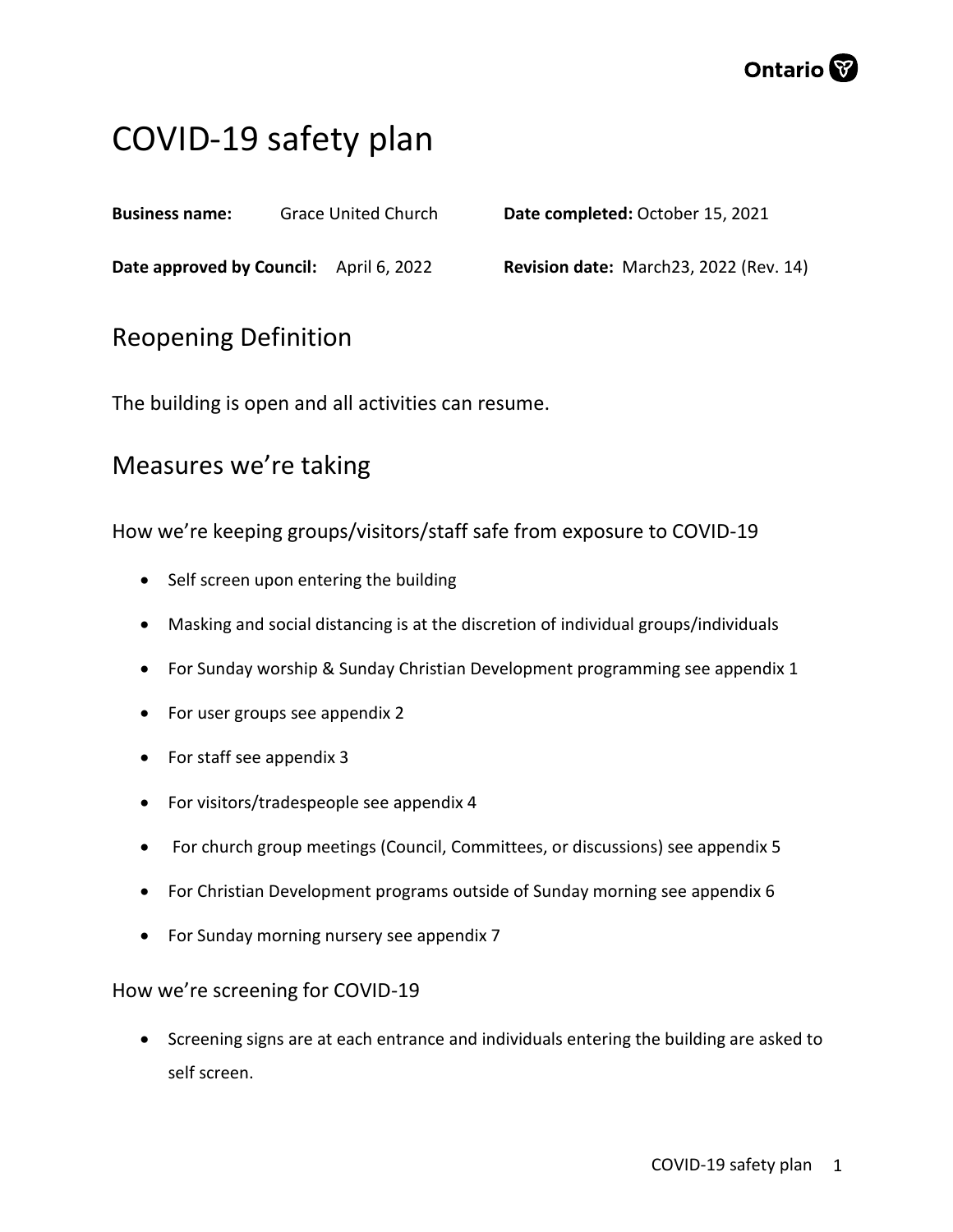# COVID-19 safety plan

**Business name:** Grace United Church **Date completed:** October 15, 2021

**Date approved by Council:** April 6, 2022 **Revision date:** March23, 2022 (Rev. 14)

## Reopening Definition

The building is open and all activities can resume.

## Measures we're taking

### How we're keeping groups/visitors/staff safe from exposure to COVID-19

- Self screen upon entering the building
- Masking and social distancing is at the discretion of individual groups/individuals
- For Sunday worship & Sunday Christian Development programming see appendix 1
- For user groups see appendix 2
- For staff see appendix 3
- For visitors/tradespeople see appendix 4
- For church group meetings (Council, Committees, or discussions) see appendix 5
- For Christian Development programs outside of Sunday morning see appendix 6
- For Sunday morning nursery see appendix 7

### How we're screening for COVID-19

- Screening signs are at each entrance and individuals entering the building are asked to self screen.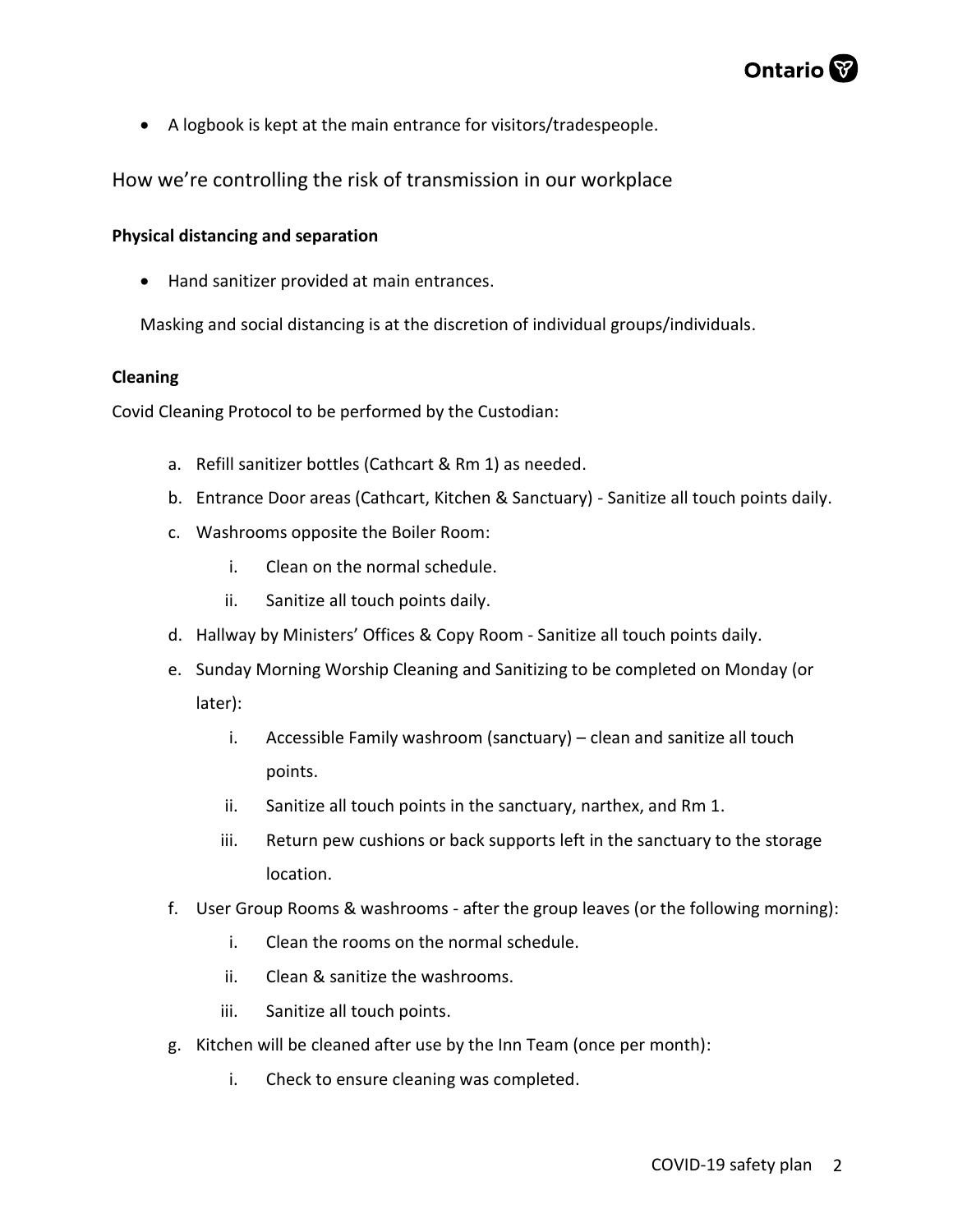- A logbook is kept at the main entrance for visitors/tradespeople.

## How we're controlling the risk of transmission in our workplace

### Physical distancing and separation

- Hand sanitizer provided at main entrances.

Masking and social distancing is at the discretion of individual groups/individuals.

### Cleaning

Covid Cleaning Protocol to be performed by the Custodian:

a. Refill sanitizer bottles (Cathcart & Rm 1) as needed.
b. Entrance Door areas (Cathcart, Kitchen & Sanctuary) - Sanitize all touch points daily.
c. Washrooms opposite the Boiler Room:
    i. Clean on the normal schedule.
    ii. Sanitize all touch points daily.
d. Hallway by Ministers' Offices & Copy Room - Sanitize all touch points daily.
e. Sunday Morning Worship Cleaning and Sanitizing to be completed on Monday (or later):
    i. Accessible Family washroom (sanctuary) – clean and sanitize all touch points.
    ii. Sanitize all touch points in the sanctuary, narthex, and Rm 1.
    iii. Return pew cushions or back supports left in the sanctuary to the storage location.
f. User Group Rooms & washrooms - after the group leaves (or the following morning):
    i. Clean the rooms on the normal schedule.
    ii. Clean & sanitize the washrooms.
    iii. Sanitize all touch points.
g. Kitchen will be cleaned after use by the Inn Team (once per month):
    i. Check to ensure cleaning was completed.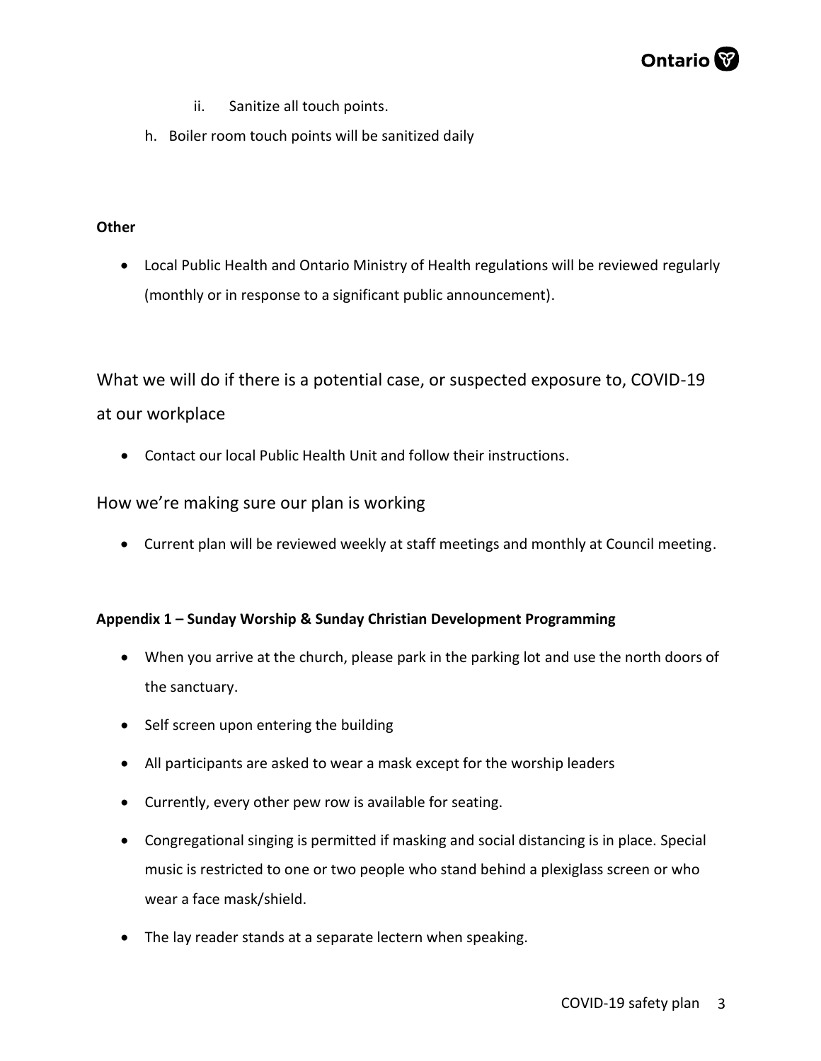ii. Sanitize all touch points.

h. Boiler room touch points will be sanitized daily

**Other**

- Local Public Health and Ontario Ministry of Health regulations will be reviewed regularly (monthly or in response to a significant public announcement).

## What we will do if there is a potential case, or suspected exposure to, COVID-19 at our workplace

- Contact our local Public Health Unit and follow their instructions.

## How we're making sure our plan is working

- Current plan will be reviewed weekly at staff meetings and monthly at Council meeting.

**Appendix 1 – Sunday Worship & Sunday Christian Development Programming**

- When you arrive at the church, please park in the parking lot and use the north doors of the sanctuary.
- Self screen upon entering the building
- All participants are asked to wear a mask except for the worship leaders
- Currently, every other pew row is available for seating.
- Congregational singing is permitted if masking and social distancing is in place. Special music is restricted to one or two people who stand behind a plexiglass screen or who wear a face mask/shield.
- The lay reader stands at a separate lectern when speaking.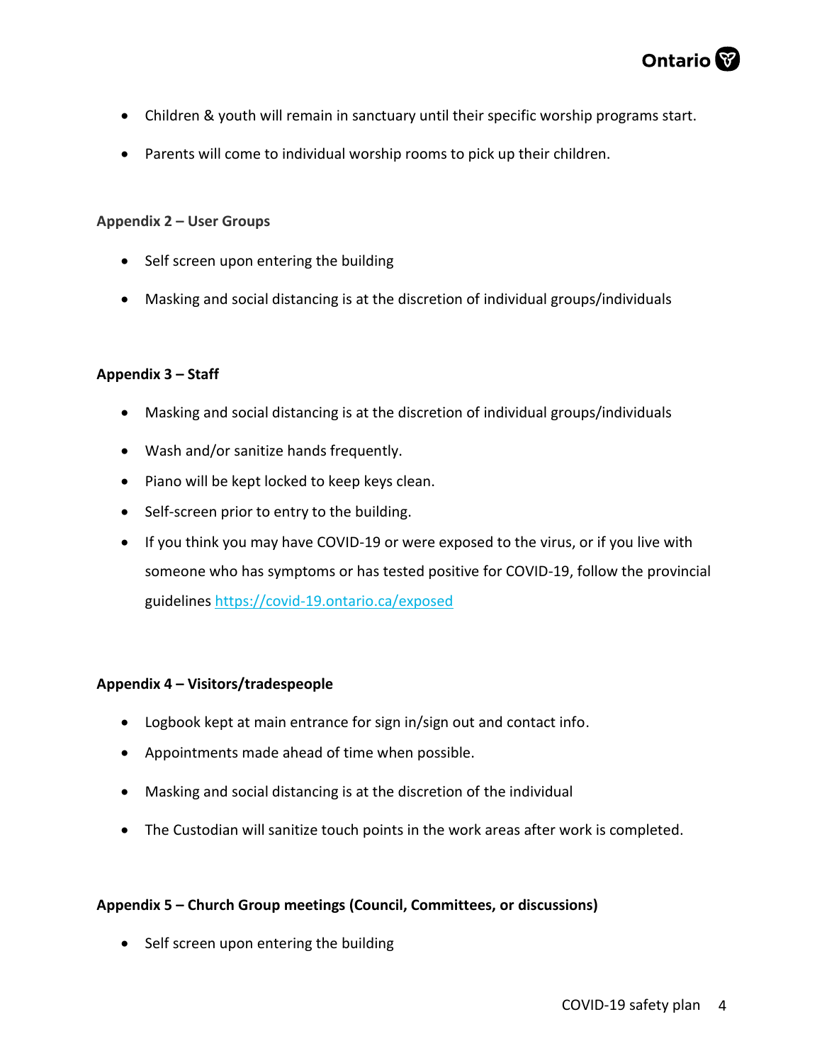- Children & youth will remain in sanctuary until their specific worship programs start.
- Parents will come to individual worship rooms to pick up their children.

**Appendix 2 – User Groups**

- Self screen upon entering the building
- Masking and social distancing is at the discretion of individual groups/individuals

**Appendix 3 – Staff**

- Masking and social distancing is at the discretion of individual groups/individuals
- Wash and/or sanitize hands frequently.
- Piano will be kept locked to keep keys clean.
- Self-screen prior to entry to the building.
- If you think you may have COVID-19 or were exposed to the virus, or if you live with someone who has symptoms or has tested positive for COVID-19, follow the provincial guidelines [https://covid-19.ontario.ca/exposed](https://covid-19.ontario.ca/exposed)

**Appendix 4 – Visitors/tradespeople**

- Logbook kept at main entrance for sign in/sign out and contact info.
- Appointments made ahead of time when possible.
- Masking and social distancing is at the discretion of the individual
- The Custodian will sanitize touch points in the work areas after work is completed.

**Appendix 5 – Church Group meetings (Council, Committees, or discussions)**

- Self screen upon entering the building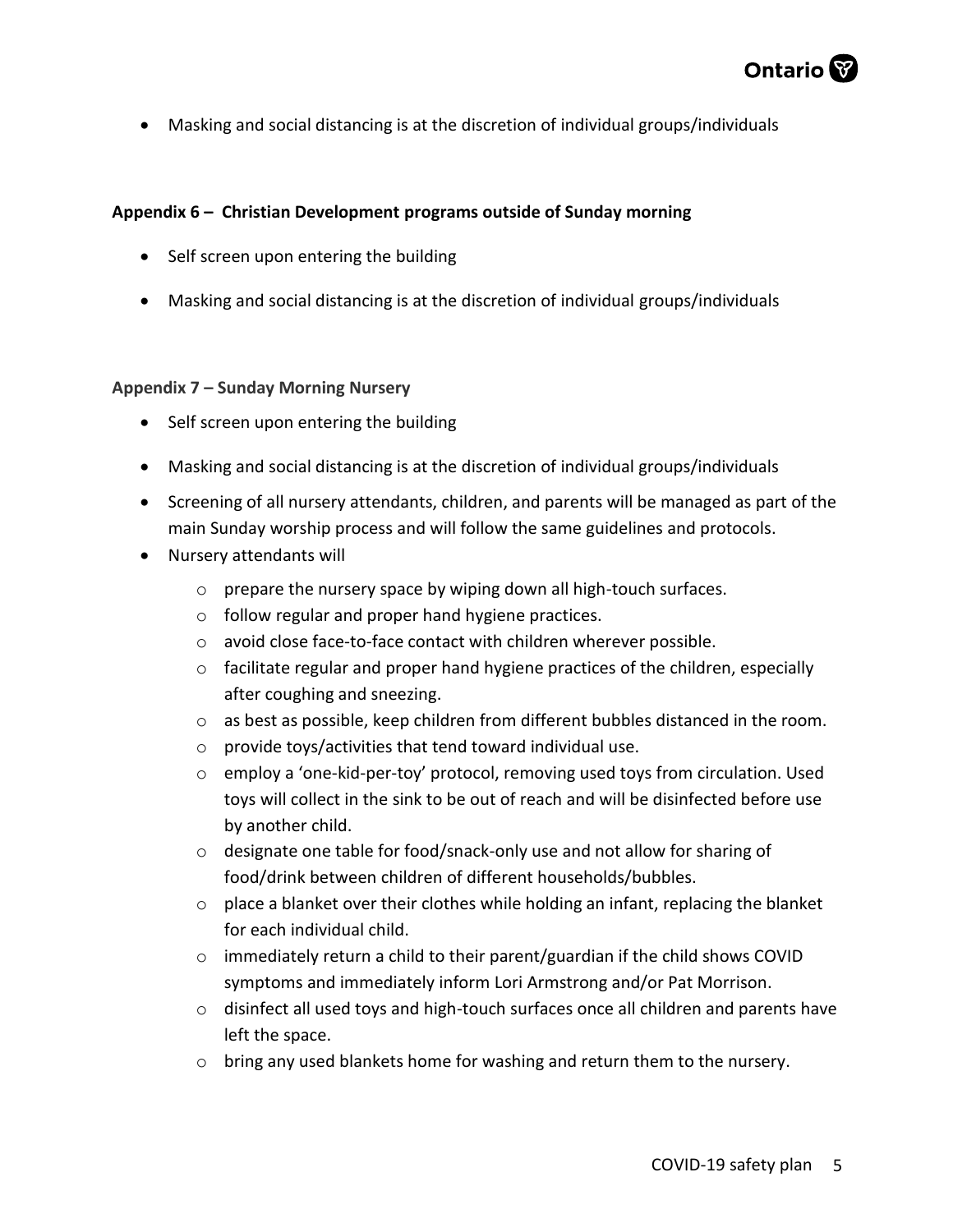- Masking and social distancing is at the discretion of individual groups/individuals

**Appendix 6 – Christian Development programs outside of Sunday morning**

- Self screen upon entering the building
- Masking and social distancing is at the discretion of individual groups/individuals

**Appendix 7 – Sunday Morning Nursery**

- Self screen upon entering the building
- Masking and social distancing is at the discretion of individual groups/individuals
- Screening of all nursery attendants, children, and parents will be managed as part of the main Sunday worship process and will follow the same guidelines and protocols.
- Nursery attendants will
  - prepare the nursery space by wiping down all high-touch surfaces.
  - follow regular and proper hand hygiene practices.
  - avoid close face-to-face contact with children wherever possible.
  - facilitate regular and proper hand hygiene practices of the children, especially after coughing and sneezing.
  - as best as possible, keep children from different bubbles distanced in the room.
  - provide toys/activities that tend toward individual use.
  - employ a 'one-kid-per-toy' protocol, removing used toys from circulation. Used toys will collect in the sink to be out of reach and will be disinfected before use by another child.
  - designate one table for food/snack-only use and not allow for sharing of food/drink between children of different households/bubbles.
  - place a blanket over their clothes while holding an infant, replacing the blanket for each individual child.
  - immediately return a child to their parent/guardian if the child shows COVID symptoms and immediately inform Lori Armstrong and/or Pat Morrison.
  - disinfect all used toys and high-touch surfaces once all children and parents have left the space.
  - bring any used blankets home for washing and return them to the nursery.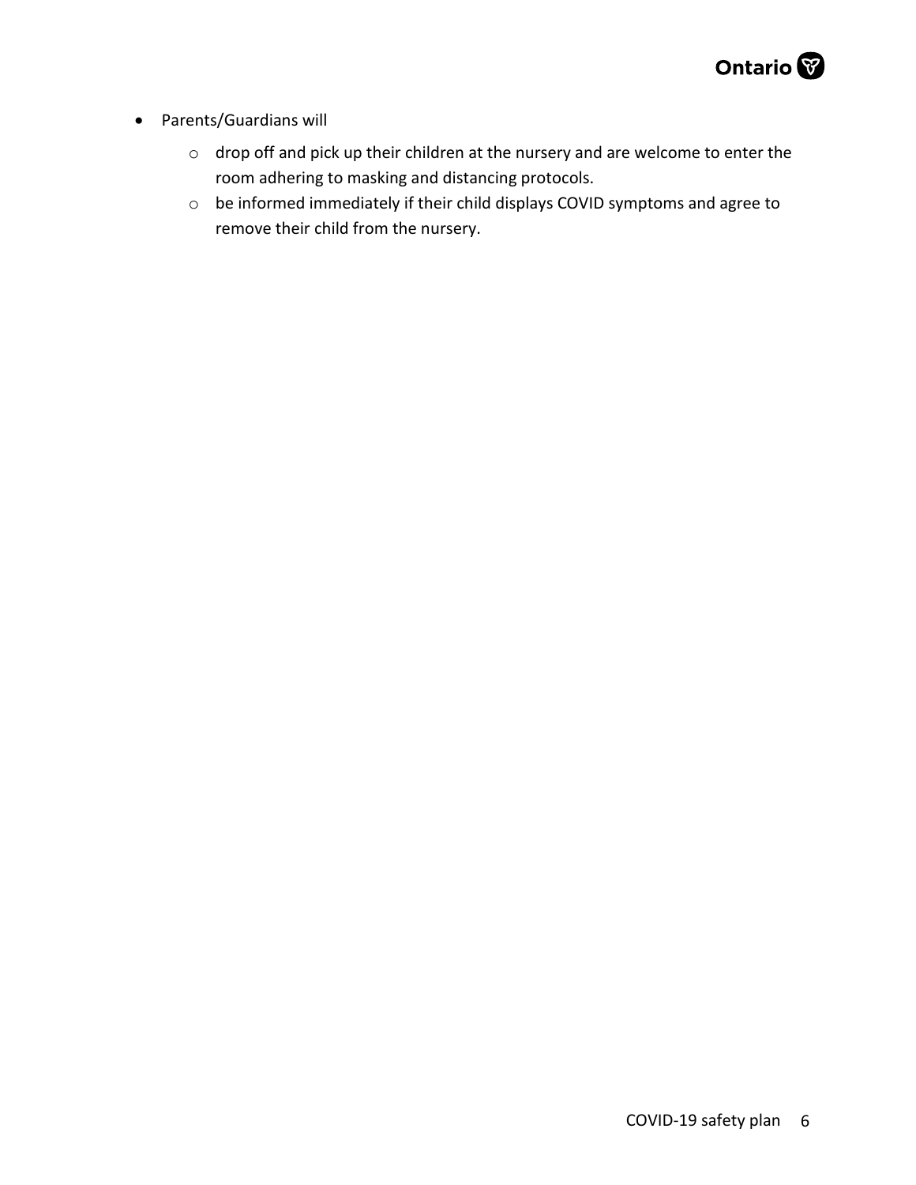- Parents/Guardians will
  - drop off and pick up their children at the nursery and are welcome to enter the room adhering to masking and distancing protocols.
  - be informed immediately if their child displays COVID symptoms and agree to remove their child from the nursery.